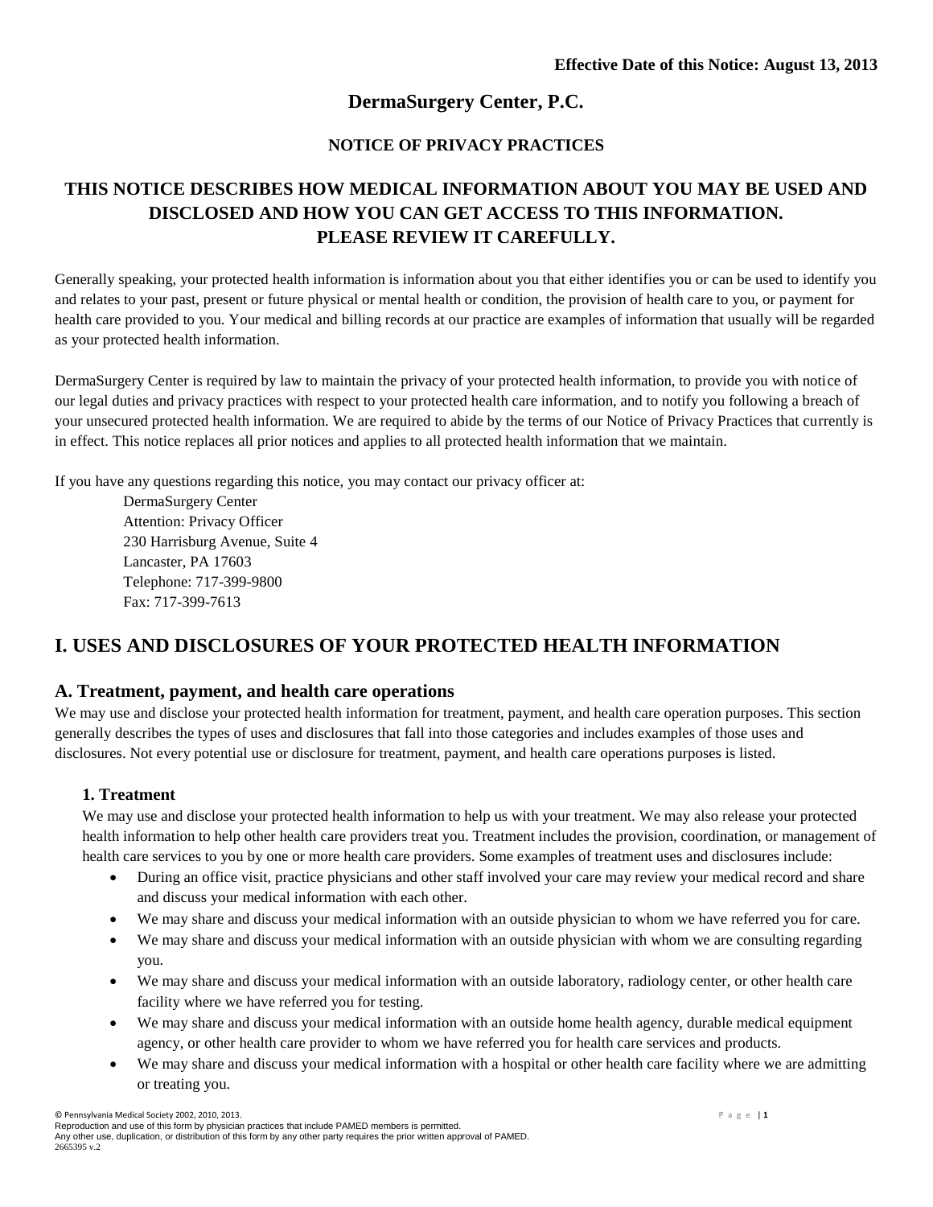**Effective Date of this Notice: August 13, 2013**

# DermaSurgery Center, P.C.

## NOTICE OF PRIVACY PRACTICES

## THIS NOTICE DESCRIBES HOW MEDICAL INFORMATION ABOUT YOU MAY BE USED AND DISCLOSED AND HOW YOU CAN GET ACCESS TO THIS INFORMATION. PLEASE REVIEW IT CAREFULLY.

Generally speaking, your protected health information is information about you that either identifies you or can be used to identify you and relates to your past, present or future physical or mental health or condition, the provision of health care to you, or payment for health care provided to you. Your medical and billing records at our practice are examples of information that usually will be regarded as your protected health information.

DermaSurgery Center is required by law to maintain the privacy of your protected health information, to provide you with notice of our legal duties and privacy practices with respect to your protected health care information, and to notify you following a breach of your unsecured protected health information. We are required to abide by the terms of our Notice of Privacy Practices that currently is in effect. This notice replaces all prior notices and applies to all protected health information that we maintain.

If you have any questions regarding this notice, you may contact our privacy officer at:

DermaSurgery Center
Attention: Privacy Officer
230 Harrisburg Avenue, Suite 4
Lancaster, PA 17603
Telephone: 717-399-9800
Fax: 717-399-7613

# I. USES AND DISCLOSURES OF YOUR PROTECTED HEALTH INFORMATION

## A. Treatment, payment, and health care operations

We may use and disclose your protected health information for treatment, payment, and health care operation purposes. This section generally describes the types of uses and disclosures that fall into those categories and includes examples of those uses and disclosures. Not every potential use or disclosure for treatment, payment, and health care operations purposes is listed.

### 1. Treatment

We may use and disclose your protected health information to help us with your treatment. We may also release your protected health information to help other health care providers treat you. Treatment includes the provision, coordination, or management of health care services to you by one or more health care providers. Some examples of treatment uses and disclosures include:

- During an office visit, practice physicians and other staff involved your care may review your medical record and share and discuss your medical information with each other.
- We may share and discuss your medical information with an outside physician to whom we have referred you for care.
- We may share and discuss your medical information with an outside physician with whom we are consulting regarding you.
- We may share and discuss your medical information with an outside laboratory, radiology center, or other health care facility where we have referred you for testing.
- We may share and discuss your medical information with an outside home health agency, durable medical equipment agency, or other health care provider to whom we have referred you for health care services and products.
- We may share and discuss your medical information with a hospital or other health care facility where we are admitting or treating you.

© Pennsylvania Medical Society 2002, 2010, 2013.
Reproduction and use of this form by physician practices that include PAMED members is permitted.
Any other use, duplication, or distribution of this form by any other party requires the prior written approval of PAMED.
2665395 v.2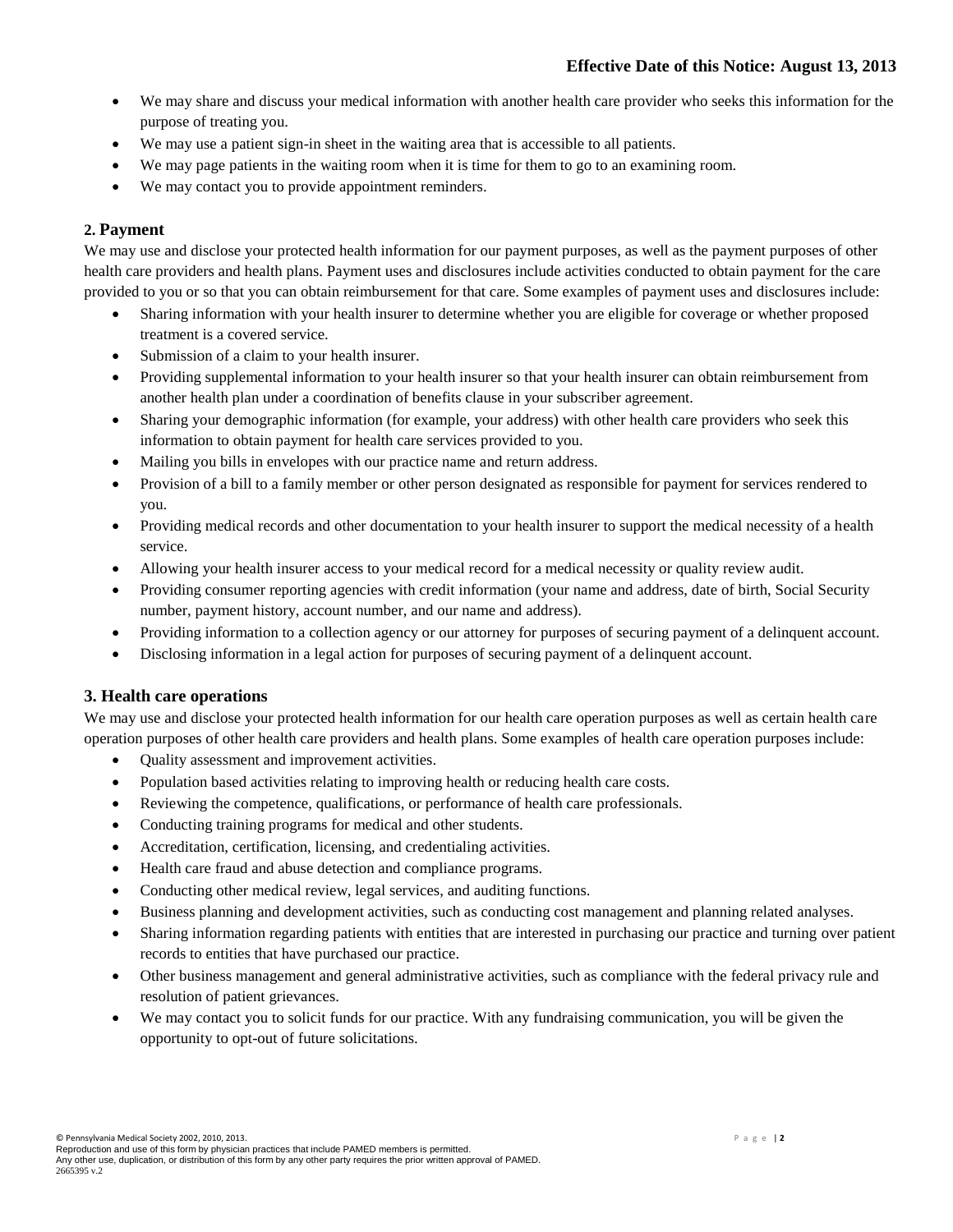- We may share and discuss your medical information with another health care provider who seeks this information for the purpose of treating you.
- We may use a patient sign-in sheet in the waiting area that is accessible to all patients.
- We may page patients in the waiting room when it is time for them to go to an examining room.
- We may contact you to provide appointment reminders.

### 2. Payment

We may use and disclose your protected health information for our payment purposes, as well as the payment purposes of other health care providers and health plans. Payment uses and disclosures include activities conducted to obtain payment for the care provided to you or so that you can obtain reimbursement for that care. Some examples of payment uses and disclosures include:

- Sharing information with your health insurer to determine whether you are eligible for coverage or whether proposed treatment is a covered service.
- Submission of a claim to your health insurer.
- Providing supplemental information to your health insurer so that your health insurer can obtain reimbursement from another health plan under a coordination of benefits clause in your subscriber agreement.
- Sharing your demographic information (for example, your address) with other health care providers who seek this information to obtain payment for health care services provided to you.
- Mailing you bills in envelopes with our practice name and return address.
- Provision of a bill to a family member or other person designated as responsible for payment for services rendered to you.
- Providing medical records and other documentation to your health insurer to support the medical necessity of a health service.
- Allowing your health insurer access to your medical record for a medical necessity or quality review audit.
- Providing consumer reporting agencies with credit information (your name and address, date of birth, Social Security number, payment history, account number, and our name and address).
- Providing information to a collection agency or our attorney for purposes of securing payment of a delinquent account.
- Disclosing information in a legal action for purposes of securing payment of a delinquent account.

### 3. Health care operations

We may use and disclose your protected health information for our health care operation purposes as well as certain health care operation purposes of other health care providers and health plans. Some examples of health care operation purposes include:

- Quality assessment and improvement activities.
- Population based activities relating to improving health or reducing health care costs.
- Reviewing the competence, qualifications, or performance of health care professionals.
- Conducting training programs for medical and other students.
- Accreditation, certification, licensing, and credentialing activities.
- Health care fraud and abuse detection and compliance programs.
- Conducting other medical review, legal services, and auditing functions.
- Business planning and development activities, such as conducting cost management and planning related analyses.
- Sharing information regarding patients with entities that are interested in purchasing our practice and turning over patient records to entities that have purchased our practice.
- Other business management and general administrative activities, such as compliance with the federal privacy rule and resolution of patient grievances.
- We may contact you to solicit funds for our practice. With any fundraising communication, you will be given the opportunity to opt-out of future solicitations.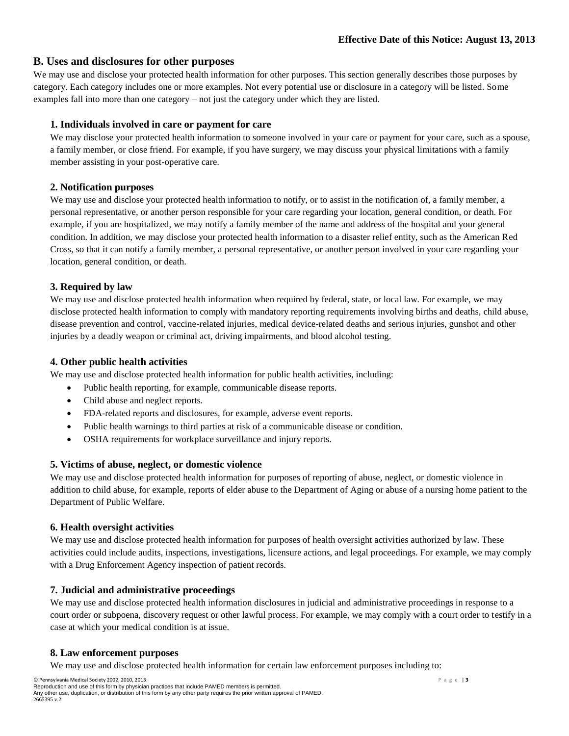## B. Uses and disclosures for other purposes

We may use and disclose your protected health information for other purposes. This section generally describes those purposes by category. Each category includes one or more examples. Not every potential use or disclosure in a category will be listed. Some examples fall into more than one category – not just the category under which they are listed.

### 1. Individuals involved in care or payment for care

We may disclose your protected health information to someone involved in your care or payment for your care, such as a spouse, a family member, or close friend. For example, if you have surgery, we may discuss your physical limitations with a family member assisting in your post-operative care.

### 2. Notification purposes

We may use and disclose your protected health information to notify, or to assist in the notification of, a family member, a personal representative, or another person responsible for your care regarding your location, general condition, or death. For example, if you are hospitalized, we may notify a family member of the name and address of the hospital and your general condition. In addition, we may disclose your protected health information to a disaster relief entity, such as the American Red Cross, so that it can notify a family member, a personal representative, or another person involved in your care regarding your location, general condition, or death.

### 3. Required by law

We may use and disclose protected health information when required by federal, state, or local law. For example, we may disclose protected health information to comply with mandatory reporting requirements involving births and deaths, child abuse, disease prevention and control, vaccine-related injuries, medical device-related deaths and serious injuries, gunshot and other injuries by a deadly weapon or criminal act, driving impairments, and blood alcohol testing.

### 4. Other public health activities

We may use and disclose protected health information for public health activities, including:

- Public health reporting, for example, communicable disease reports.
- Child abuse and neglect reports.
- FDA-related reports and disclosures, for example, adverse event reports.
- Public health warnings to third parties at risk of a communicable disease or condition.
- OSHA requirements for workplace surveillance and injury reports.

### 5. Victims of abuse, neglect, or domestic violence

We may use and disclose protected health information for purposes of reporting of abuse, neglect, or domestic violence in addition to child abuse, for example, reports of elder abuse to the Department of Aging or abuse of a nursing home patient to the Department of Public Welfare.

### 6. Health oversight activities

We may use and disclose protected health information for purposes of health oversight activities authorized by law. These activities could include audits, inspections, investigations, licensure actions, and legal proceedings. For example, we may comply with a Drug Enforcement Agency inspection of patient records.

### 7. Judicial and administrative proceedings

We may use and disclose protected health information disclosures in judicial and administrative proceedings in response to a court order or subpoena, discovery request or other lawful process. For example, we may comply with a court order to testify in a case at which your medical condition is at issue.

### 8. Law enforcement purposes

We may use and disclose protected health information for certain law enforcement purposes including to: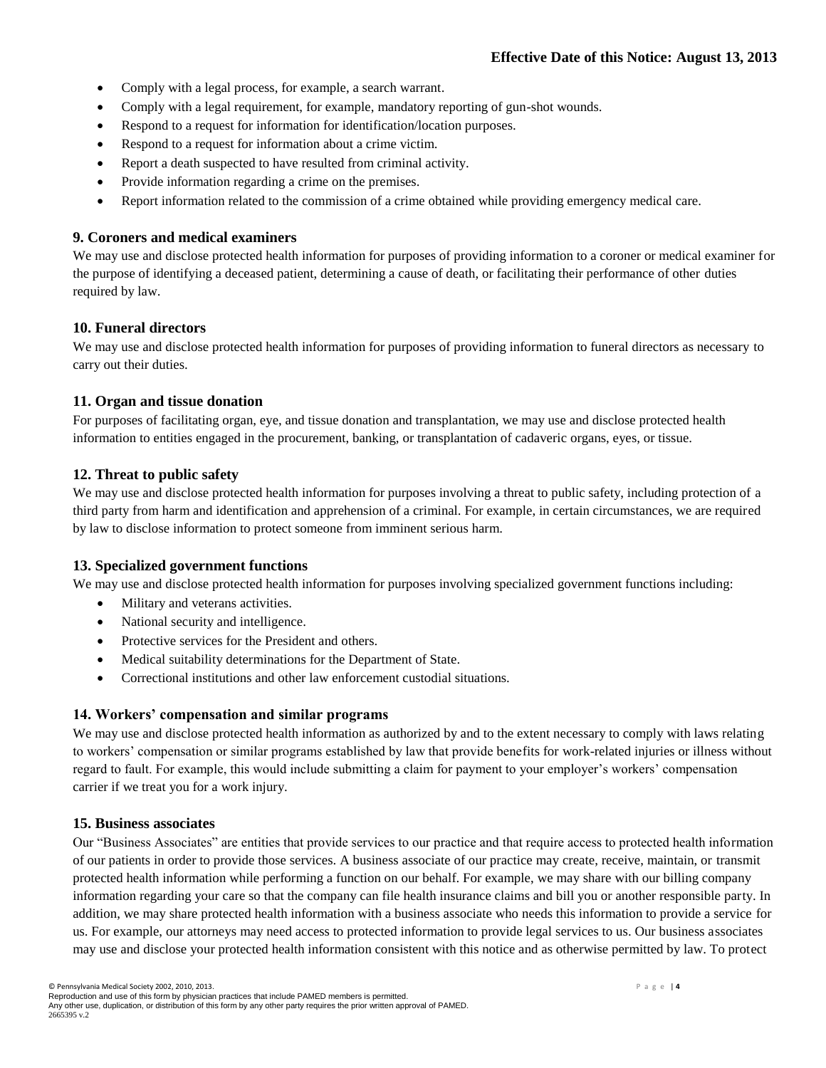- Comply with a legal process, for example, a search warrant.
- Comply with a legal requirement, for example, mandatory reporting of gun-shot wounds.
- Respond to a request for information for identification/location purposes.
- Respond to a request for information about a crime victim.
- Report a death suspected to have resulted from criminal activity.
- Provide information regarding a crime on the premises.
- Report information related to the commission of a crime obtained while providing emergency medical care.

### 9. Coroners and medical examiners

We may use and disclose protected health information for purposes of providing information to a coroner or medical examiner for the purpose of identifying a deceased patient, determining a cause of death, or facilitating their performance of other duties required by law.

### 10. Funeral directors

We may use and disclose protected health information for purposes of providing information to funeral directors as necessary to carry out their duties.

### 11. Organ and tissue donation

For purposes of facilitating organ, eye, and tissue donation and transplantation, we may use and disclose protected health information to entities engaged in the procurement, banking, or transplantation of cadaveric organs, eyes, or tissue.

### 12. Threat to public safety

We may use and disclose protected health information for purposes involving a threat to public safety, including protection of a third party from harm and identification and apprehension of a criminal. For example, in certain circumstances, we are required by law to disclose information to protect someone from imminent serious harm.

### 13. Specialized government functions

We may use and disclose protected health information for purposes involving specialized government functions including:

- Military and veterans activities.
- National security and intelligence.
- Protective services for the President and others.
- Medical suitability determinations for the Department of State.
- Correctional institutions and other law enforcement custodial situations.

### 14. Workers' compensation and similar programs

We may use and disclose protected health information as authorized by and to the extent necessary to comply with laws relating to workers' compensation or similar programs established by law that provide benefits for work-related injuries or illness without regard to fault. For example, this would include submitting a claim for payment to your employer's workers' compensation carrier if we treat you for a work injury.

### 15. Business associates

Our "Business Associates" are entities that provide services to our practice and that require access to protected health information of our patients in order to provide those services. A business associate of our practice may create, receive, maintain, or transmit protected health information while performing a function on our behalf. For example, we may share with our billing company information regarding your care so that the company can file health insurance claims and bill you or another responsible party. In addition, we may share protected health information with a business associate who needs this information to provide a service for us. For example, our attorneys may need access to protected information to provide legal services to us. Our business associates may use and disclose your protected health information consistent with this notice and as otherwise permitted by law. To protect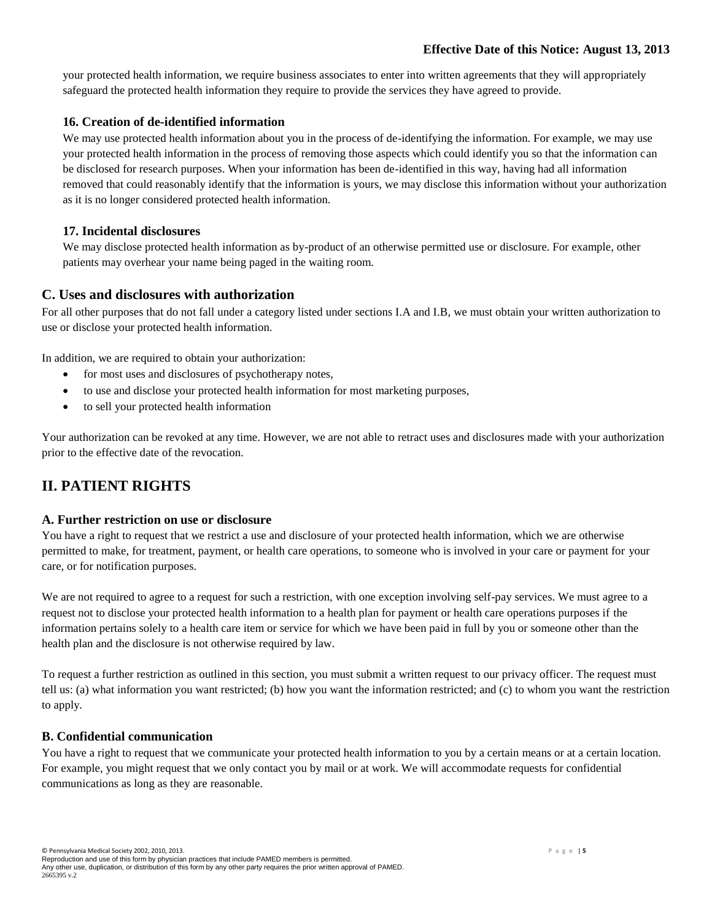your protected health information, we require business associates to enter into written agreements that they will appropriately safeguard the protected health information they require to provide the services they have agreed to provide.

### 16. Creation of de-identified information

We may use protected health information about you in the process of de-identifying the information. For example, we may use your protected health information in the process of removing those aspects which could identify you so that the information can be disclosed for research purposes. When your information has been de-identified in this way, having had all information removed that could reasonably identify that the information is yours, we may disclose this information without your authorization as it is no longer considered protected health information.

### 17. Incidental disclosures

We may disclose protected health information as by-product of an otherwise permitted use or disclosure. For example, other patients may overhear your name being paged in the waiting room.

## C. Uses and disclosures with authorization

For all other purposes that do not fall under a category listed under sections I.A and I.B, we must obtain your written authorization to use or disclose your protected health information.

In addition, we are required to obtain your authorization:

- for most uses and disclosures of psychotherapy notes,
- to use and disclose your protected health information for most marketing purposes,
- to sell your protected health information

Your authorization can be revoked at any time. However, we are not able to retract uses and disclosures made with your authorization prior to the effective date of the revocation.

# II. PATIENT RIGHTS

### A. Further restriction on use or disclosure

You have a right to request that we restrict a use and disclosure of your protected health information, which we are otherwise permitted to make, for treatment, payment, or health care operations, to someone who is involved in your care or payment for your care, or for notification purposes.

We are not required to agree to a request for such a restriction, with one exception involving self-pay services. We must agree to a request not to disclose your protected health information to a health plan for payment or health care operations purposes if the information pertains solely to a health care item or service for which we have been paid in full by you or someone other than the health plan and the disclosure is not otherwise required by law.

To request a further restriction as outlined in this section, you must submit a written request to our privacy officer. The request must tell us: (a) what information you want restricted; (b) how you want the information restricted; and (c) to whom you want the restriction to apply.

### B. Confidential communication

You have a right to request that we communicate your protected health information to you by a certain means or at a certain location. For example, you might request that we only contact you by mail or at work. We will accommodate requests for confidential communications as long as they are reasonable.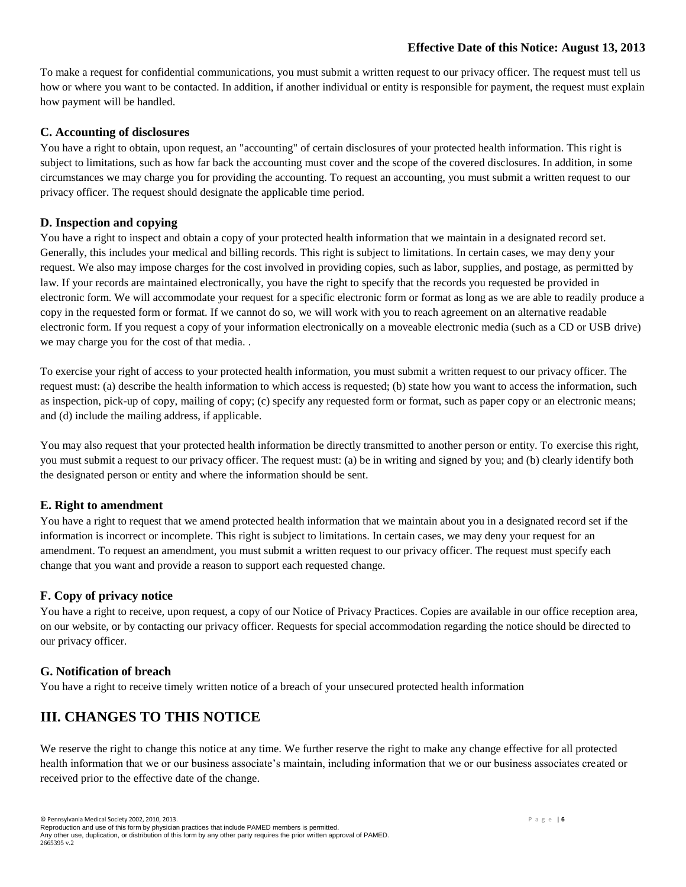To make a request for confidential communications, you must submit a written request to our privacy officer. The request must tell us how or where you want to be contacted. In addition, if another individual or entity is responsible for payment, the request must explain how payment will be handled.

### C. Accounting of disclosures

You have a right to obtain, upon request, an "accounting" of certain disclosures of your protected health information. This right is subject to limitations, such as how far back the accounting must cover and the scope of the covered disclosures. In addition, in some circumstances we may charge you for providing the accounting. To request an accounting, you must submit a written request to our privacy officer. The request should designate the applicable time period.

### D. Inspection and copying

You have a right to inspect and obtain a copy of your protected health information that we maintain in a designated record set. Generally, this includes your medical and billing records. This right is subject to limitations. In certain cases, we may deny your request. We also may impose charges for the cost involved in providing copies, such as labor, supplies, and postage, as permitted by law. If your records are maintained electronically, you have the right to specify that the records you requested be provided in electronic form. We will accommodate your request for a specific electronic form or format as long as we are able to readily produce a copy in the requested form or format. If we cannot do so, we will work with you to reach agreement on an alternative readable electronic form. If you request a copy of your information electronically on a moveable electronic media (such as a CD or USB drive) we may charge you for the cost of that media. .

To exercise your right of access to your protected health information, you must submit a written request to our privacy officer. The request must: (a) describe the health information to which access is requested; (b) state how you want to access the information, such as inspection, pick-up of copy, mailing of copy; (c) specify any requested form or format, such as paper copy or an electronic means; and (d) include the mailing address, if applicable.

You may also request that your protected health information be directly transmitted to another person or entity. To exercise this right, you must submit a request to our privacy officer. The request must: (a) be in writing and signed by you; and (b) clearly identify both the designated person or entity and where the information should be sent.

### E. Right to amendment

You have a right to request that we amend protected health information that we maintain about you in a designated record set if the information is incorrect or incomplete. This right is subject to limitations. In certain cases, we may deny your request for an amendment. To request an amendment, you must submit a written request to our privacy officer. The request must specify each change that you want and provide a reason to support each requested change.

### F. Copy of privacy notice

You have a right to receive, upon request, a copy of our Notice of Privacy Practices. Copies are available in our office reception area, on our website, or by contacting our privacy officer. Requests for special accommodation regarding the notice should be directed to our privacy officer.

### G. Notification of breach

You have a right to receive timely written notice of a breach of your unsecured protected health information

## III. CHANGES TO THIS NOTICE

We reserve the right to change this notice at any time. We further reserve the right to make any change effective for all protected health information that we or our business associate's maintain, including information that we or our business associates created or received prior to the effective date of the change.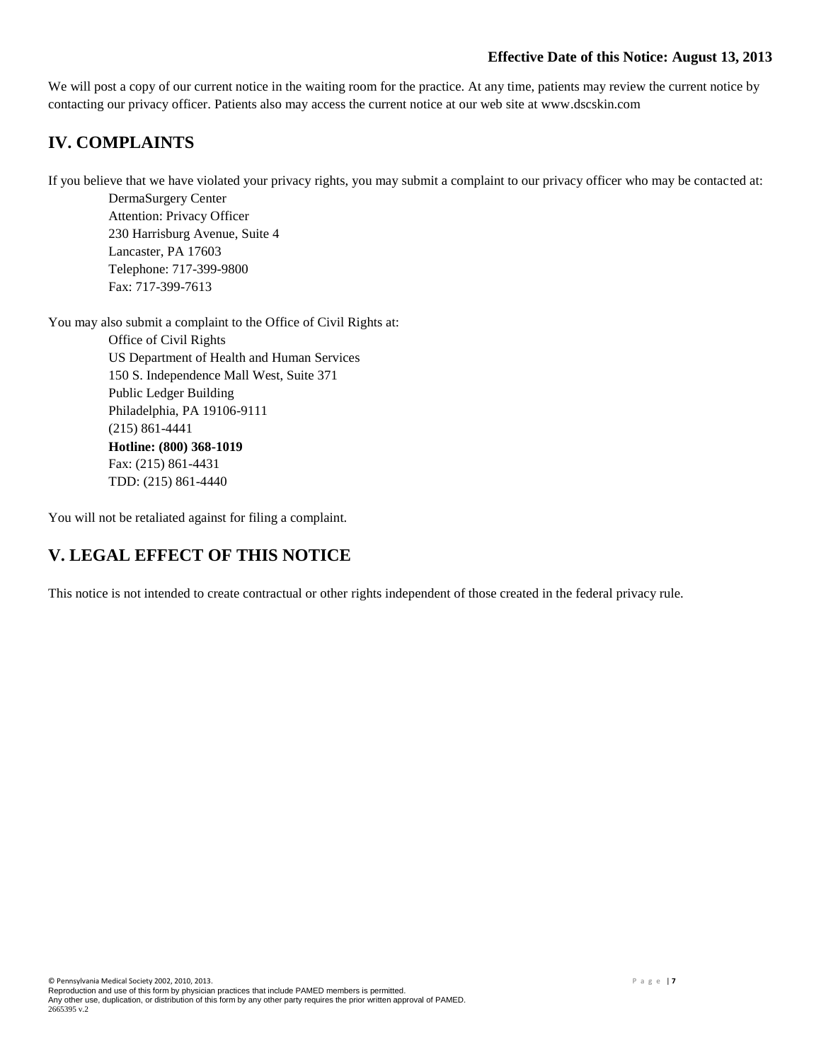**Effective Date of this Notice: August 13, 2013**

We will post a copy of our current notice in the waiting room for the practice. At any time, patients may review the current notice by contacting our privacy officer. Patients also may access the current notice at our web site at www.dscskin.com

## IV. COMPLAINTS

If you believe that we have violated your privacy rights, you may submit a complaint to our privacy officer who may be contacted at:

DermaSurgery Center  
Attention: Privacy Officer  
230 Harrisburg Avenue, Suite 4  
Lancaster, PA 17603  
Telephone: 717-399-9800  
Fax: 717-399-7613

You may also submit a complaint to the Office of Civil Rights at:

Office of Civil Rights  
US Department of Health and Human Services  
150 S. Independence Mall West, Suite 371  
Public Ledger Building  
Philadelphia, PA 19106-9111  
(215) 861-4441  
**Hotline: (800) 368-1019**  
Fax: (215) 861-4431  
TDD: (215) 861-4440

You will not be retaliated against for filing a complaint.

## V. LEGAL EFFECT OF THIS NOTICE

This notice is not intended to create contractual or other rights independent of those created in the federal privacy rule.

© Pennsylvania Medical Society 2002, 2010, 2013.  
Reproduction and use of this form by physician practices that include PAMED members is permitted.  
Any other use, duplication, or distribution of this form by any other party requires the prior written approval of PAMED.  
2665395 v.2